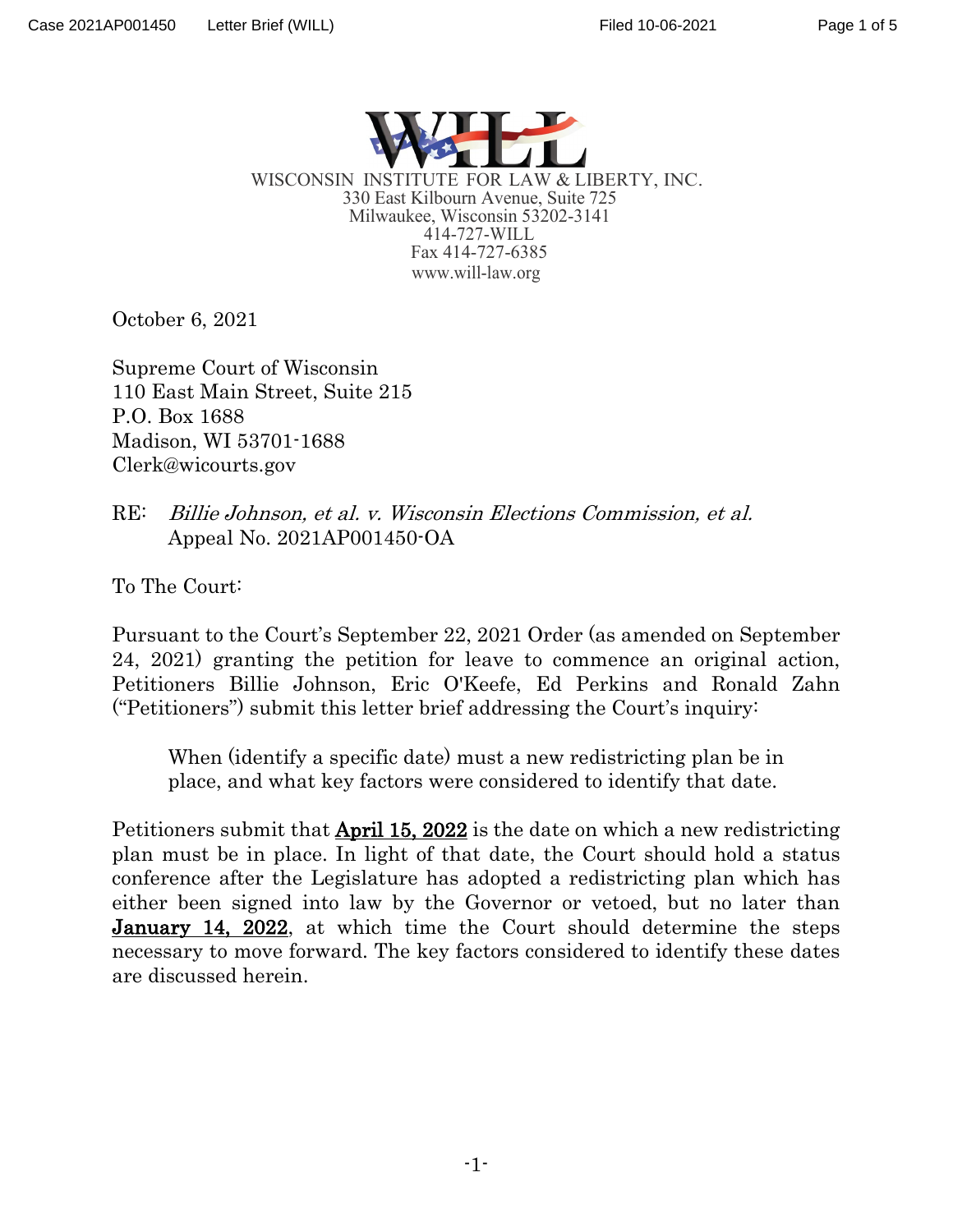WISCONSIN INSTITUTE FOR LAW & LIBERTY, INC.
330 East Kilbourn Avenue, Suite 725
Milwaukee, Wisconsin 53202-3141
414-727-WILL
Fax 414-727-6385
www.will-law.org

October 6, 2021

Supreme Court of Wisconsin
110 East Main Street, Suite 215
P.O. Box 1688
Madison, WI 53701-1688
Clerk@wicourts.gov

RE: *Billie Johnson, et al. v. Wisconsin Elections Commission, et al.*
Appeal No. 2021AP001450-OA

To The Court:

Pursuant to the Court's September 22, 2021 Order (as amended on September 24, 2021) granting the petition for leave to commence an original action, Petitioners Billie Johnson, Eric O'Keefe, Ed Perkins and Ronald Zahn ("Petitioners") submit this letter brief addressing the Court's inquiry:

> When (identify a specific date) must a new redistricting plan be in place, and what key factors were considered to identify that date.

Petitioners submit that **April 15, 2022** is the date on which a new redistricting plan must be in place. In light of that date, the Court should hold a status conference after the Legislature has adopted a redistricting plan which has either been signed into law by the Governor or vetoed, but no later than **January 14, 2022**, at which time the Court should determine the steps necessary to move forward. The key factors considered to identify these dates are discussed herein.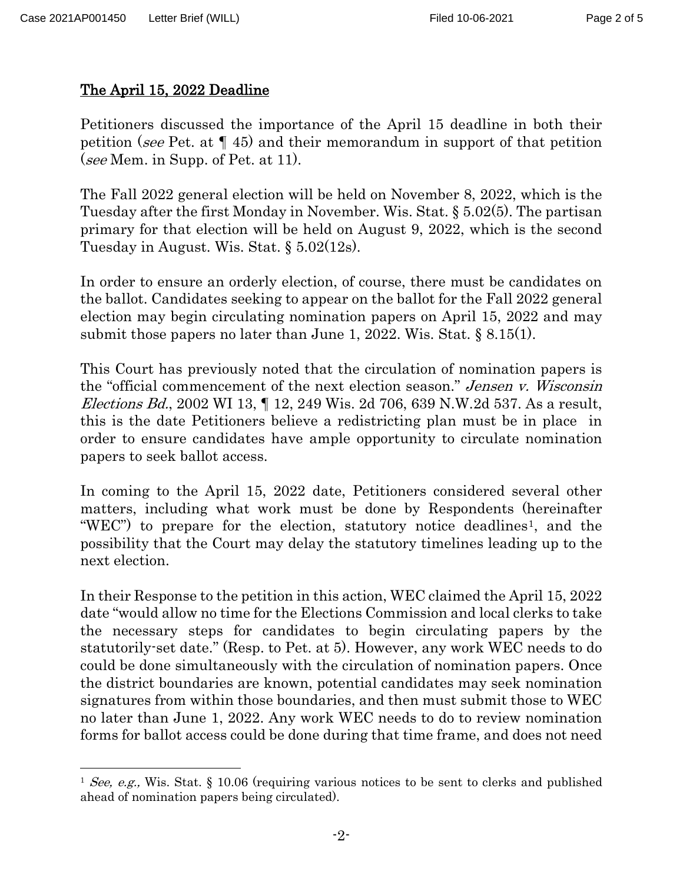## The April 15, 2022 Deadline

Petitioners discussed the importance of the April 15 deadline in both their petition (*see* Pet. at ¶ 45) and their memorandum in support of that petition (*see* Mem. in Supp. of Pet. at 11).

The Fall 2022 general election will be held on November 8, 2022, which is the Tuesday after the first Monday in November. Wis. Stat. § 5.02(5). The partisan primary for that election will be held on August 9, 2022, which is the second Tuesday in August. Wis. Stat. § 5.02(12s).

In order to ensure an orderly election, of course, there must be candidates on the ballot. Candidates seeking to appear on the ballot for the Fall 2022 general election may begin circulating nomination papers on April 15, 2022 and may submit those papers no later than June 1, 2022. Wis. Stat. § 8.15(1).

This Court has previously noted that the circulation of nomination papers is the "official commencement of the next election season." *Jensen v. Wisconsin Elections Bd.*, 2002 WI 13, ¶ 12, 249 Wis. 2d 706, 639 N.W.2d 537. As a result, this is the date Petitioners believe a redistricting plan must be in place in order to ensure candidates have ample opportunity to circulate nomination papers to seek ballot access.

In coming to the April 15, 2022 date, Petitioners considered several other matters, including what work must be done by Respondents (hereinafter "WEC") to prepare for the election, statutory notice deadlines[1], and the possibility that the Court may delay the statutory timelines leading up to the next election.

In their Response to the petition in this action, WEC claimed the April 15, 2022 date "would allow no time for the Elections Commission and local clerks to take the necessary steps for candidates to begin circulating papers by the statutorily-set date." (Resp. to Pet. at 5). However, any work WEC needs to do could be done simultaneously with the circulation of nomination papers. Once the district boundaries are known, potential candidates may seek nomination signatures from within those boundaries, and then must submit those to WEC no later than June 1, 2022. Any work WEC needs to do to review nomination forms for ballot access could be done during that time frame, and does not need

[1] *See, e.g.,* Wis. Stat. § 10.06 (requiring various notices to be sent to clerks and published ahead of nomination papers being circulated).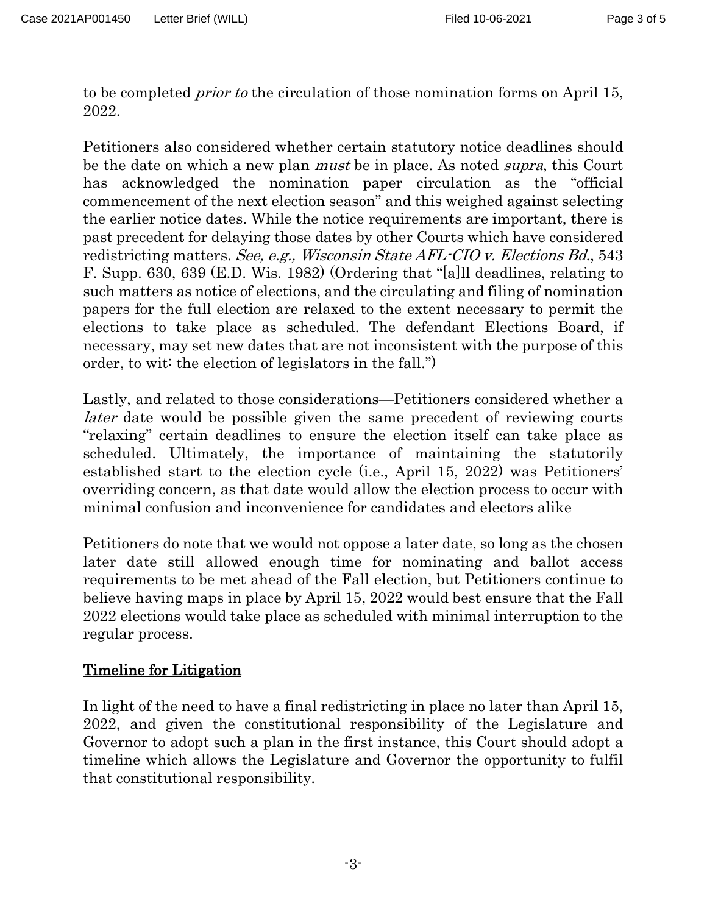to be completed *prior to* the circulation of those nomination forms on April 15, 2022.

Petitioners also considered whether certain statutory notice deadlines should be the date on which a new plan *must* be in place. As noted *supra*, this Court has acknowledged the nomination paper circulation as the "official commencement of the next election season" and this weighed against selecting the earlier notice dates. While the notice requirements are important, there is past precedent for delaying those dates by other Courts which have considered redistricting matters. *See, e.g., Wisconsin State AFL-CIO v. Elections Bd.*, 543 F. Supp. 630, 639 (E.D. Wis. 1982) (Ordering that "[a]ll deadlines, relating to such matters as notice of elections, and the circulating and filing of nomination papers for the full election are relaxed to the extent necessary to permit the elections to take place as scheduled. The defendant Elections Board, if necessary, may set new dates that are not inconsistent with the purpose of this order, to wit: the election of legislators in the fall.")

Lastly, and related to those considerations—Petitioners considered whether a *later* date would be possible given the same precedent of reviewing courts "relaxing" certain deadlines to ensure the election itself can take place as scheduled. Ultimately, the importance of maintaining the statutorily established start to the election cycle (i.e., April 15, 2022) was Petitioners' overriding concern, as that date would allow the election process to occur with minimal confusion and inconvenience for candidates and electors alike

Petitioners do note that we would not oppose a later date, so long as the chosen later date still allowed enough time for nominating and ballot access requirements to be met ahead of the Fall election, but Petitioners continue to believe having maps in place by April 15, 2022 would best ensure that the Fall 2022 elections would take place as scheduled with minimal interruption to the regular process.

## Timeline for Litigation

In light of the need to have a final redistricting in place no later than April 15, 2022, and given the constitutional responsibility of the Legislature and Governor to adopt such a plan in the first instance, this Court should adopt a timeline which allows the Legislature and Governor the opportunity to fulfil that constitutional responsibility.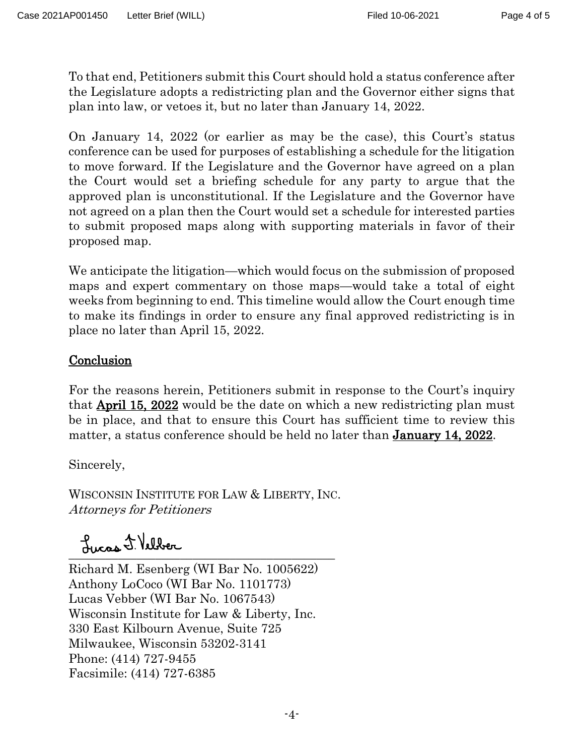To that end, Petitioners submit this Court should hold a status conference after the Legislature adopts a redistricting plan and the Governor either signs that plan into law, or vetoes it, but no later than January 14, 2022.

On January 14, 2022 (or earlier as may be the case), this Court's status conference can be used for purposes of establishing a schedule for the litigation to move forward. If the Legislature and the Governor have agreed on a plan the Court would set a briefing schedule for any party to argue that the approved plan is unconstitutional. If the Legislature and the Governor have not agreed on a plan then the Court would set a schedule for interested parties to submit proposed maps along with supporting materials in favor of their proposed map.

We anticipate the litigation—which would focus on the submission of proposed maps and expert commentary on those maps—would take a total of eight weeks from beginning to end. This timeline would allow the Court enough time to make its findings in order to ensure any final approved redistricting is in place no later than April 15, 2022.

## Conclusion

For the reasons herein, Petitioners submit in response to the Court's inquiry that **April 15, 2022** would be the date on which a new redistricting plan must be in place, and that to ensure this Court has sufficient time to review this matter, a status conference should be held no later than **January 14, 2022**.

Sincerely,

WISCONSIN INSTITUTE FOR LAW & LIBERTY, INC.
*Attorneys for Petitioners*

Lucas T. Vebber
\_\_\_\_\_\_\_\_\_\_\_\_\_\_\_\_\_\_\_\_\_\_\_\_\_\_\_\_\_\_\_\_\_\_\_\_
Richard M. Esenberg (WI Bar No. 1005622)
Anthony LoCoco (WI Bar No. 1101773)
Lucas Vebber (WI Bar No. 1067543)
Wisconsin Institute for Law & Liberty, Inc.
330 East Kilbourn Avenue, Suite 725
Milwaukee, Wisconsin 53202-3141
Phone: (414) 727-9455
Facsimile: (414) 727-6385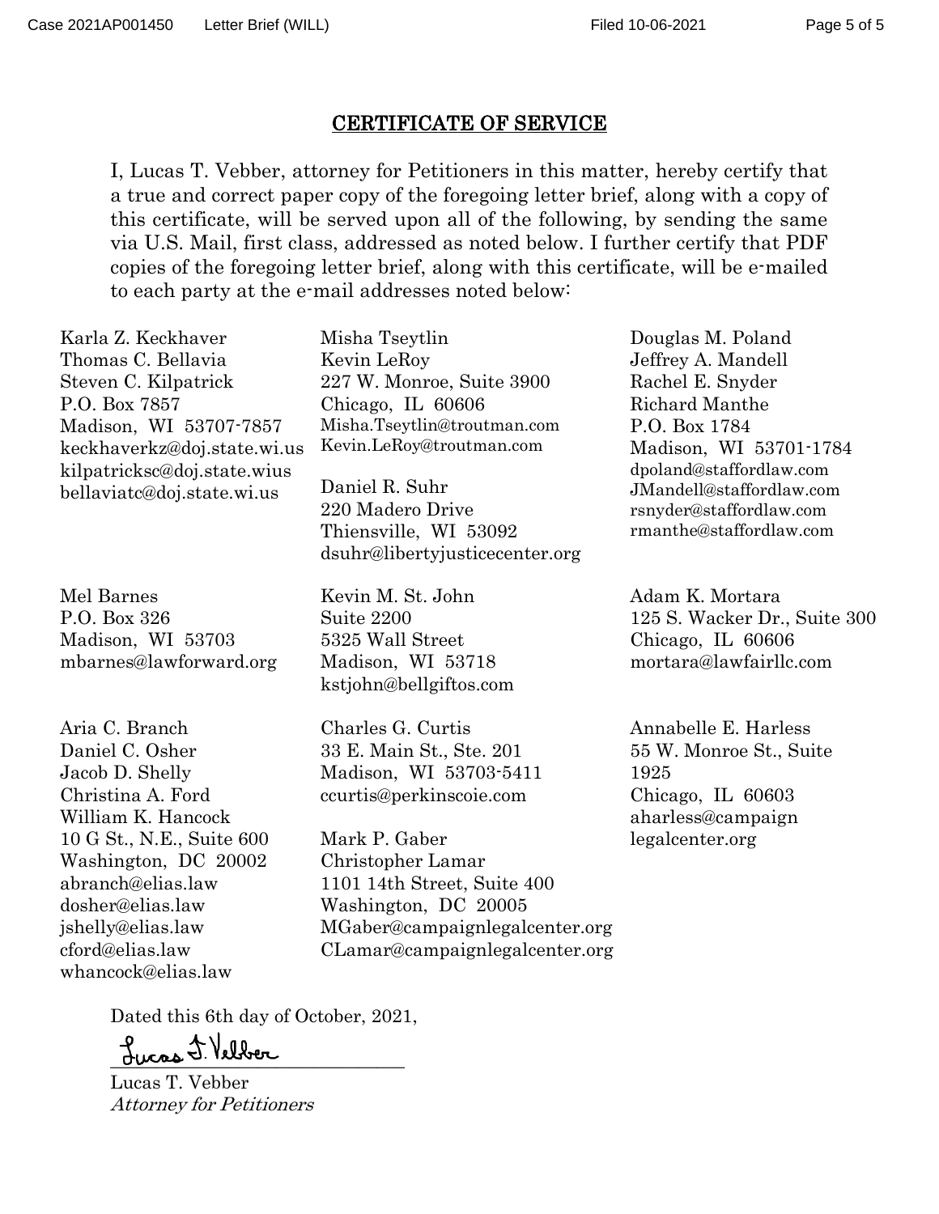## CERTIFICATE OF SERVICE

I, Lucas T. Vebber, attorney for Petitioners in this matter, hereby certify that a true and correct paper copy of the foregoing letter brief, along with a copy of this certificate, will be served upon all of the following, by sending the same via U.S. Mail, first class, addressed as noted below. I further certify that PDF copies of the foregoing letter brief, along with this certificate, will be e-mailed to each party at the e-mail addresses noted below:

Karla Z. Keckhaver
Thomas C. Bellavia
Steven C. Kilpatrick
P.O. Box 7857
Madison, WI 53707-7857
keckhaverkz@doj.state.wi.us
kilpatricksc@doj.state.wius
bellaviatc@doj.state.wi.us

Misha Tseytlin
Kevin LeRoy
227 W. Monroe, Suite 3900
Chicago, IL 60606
Misha.Tseytlin@troutman.com
Kevin.LeRoy@troutman.com

Daniel R. Suhr
220 Madero Drive
Thiensville, WI 53092
dsuhr@libertyjusticecenter.org

Douglas M. Poland
Jeffrey A. Mandell
Rachel E. Snyder
Richard Manthe
P.O. Box 1784
Madison, WI 53701-1784
dpoland@staffordlaw.com
JMandell@staffordlaw.com
rsnyder@staffordlaw.com
rmanthe@staffordlaw.com

Mel Barnes
P.O. Box 326
Madison, WI 53703
mbarnes@lawforward.org

Kevin M. St. John
Suite 2200
5325 Wall Street
Madison, WI 53718
kstjohn@bellgiftos.com

Adam K. Mortara
125 S. Wacker Dr., Suite 300
Chicago, IL 60606
mortara@lawfairllc.com

Aria C. Branch
Daniel C. Osher
Jacob D. Shelly
Christina A. Ford
William K. Hancock
10 G St., N.E., Suite 600
Washington, DC 20002
abranch@elias.law
dosher@elias.law
jshelly@elias.law
cford@elias.law
whancock@elias.law

Charles G. Curtis
33 E. Main St., Ste. 201
Madison, WI 53703-5411
ccurtis@perkinscoie.com

Mark P. Gaber
Christopher Lamar
1101 14th Street, Suite 400
Washington, DC 20005
MGaber@campaignlegalcenter.org
CLamar@campaignlegalcenter.org

Annabelle E. Harless
55 W. Monroe St., Suite 1925
Chicago, IL 60603
aharless@campaignlegalcenter.org

Dated this 6th day of October, 2021,

Lucas T. Vebber
*Attorney for Petitioners*